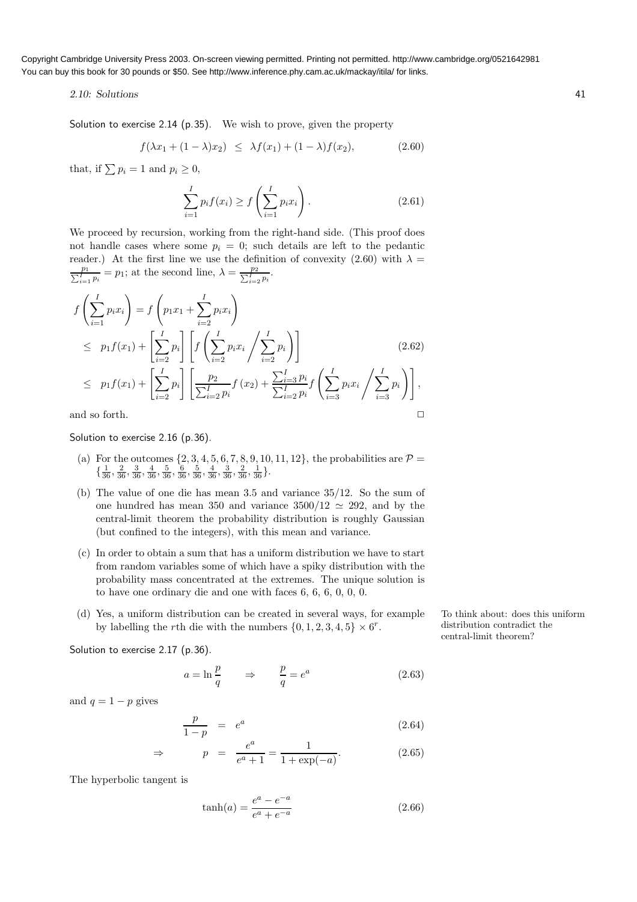Copyright Cambridge University Press 2003. On-screen viewing permitted. Printing not permitted. http://www.cambridge.org/0521642981
You can buy this book for 30 pounds or $50. See http://www.inference.phy.cam.ac.uk/mackay/itila/ for links.

Solution to exercise 2.14 (p.35). We wish to prove, given the property

$$f(\lambda x_1 + (1-\lambda)x_2) \;\leq\; \lambda f(x_1) + (1-\lambda) f(x_2), \tag{2.60}$$

that, if $\sum p_i = 1$ and $p_i \geq 0$,

$$\sum_{i=1}^{I} p_i f(x_i) \geq f\left(\sum_{i=1}^{I} p_i x_i\right). \tag{2.61}$$

We proceed by recursion, working from the right-hand side. (This proof does not handle cases where some $p_i = 0$; such details are left to the pedantic reader.) At the first line we use the definition of convexity (2.60) with $\lambda = \frac{p_1}{\sum_{i=1}^{I} p_i} = p_1$; at the second line, $\lambda = \frac{p_2}{\sum_{i=2}^{I} p_i}$.

$$\begin{aligned}
f\left(\sum_{i=1}^{I} p_i x_i\right) &= f\left(p_1 x_1 + \sum_{i=2}^{I} p_i x_i\right) \\
&\leq\; p_1 f(x_1) + \left[\sum_{i=2}^{I} p_i\right]\left[f\left(\sum_{i=2}^{I} p_i x_i \middle/ \sum_{i=2}^{I} p_i\right)\right] \\
&\leq\; p_1 f(x_1) + \left[\sum_{i=2}^{I} p_i\right]\left[\frac{p_2}{\sum_{i=2}^{I} p_i} f(x_2) + \frac{\sum_{i=3}^{I} p_i}{\sum_{i=2}^{I} p_i} f\left(\sum_{i=3}^{I} p_i x_i \middle/ \sum_{i=3}^{I} p_i\right)\right],
\end{aligned} \tag{2.62}$$

and so forth. $\Box$

Solution to exercise 2.16 (p.36).

(a) For the outcomes $\{2, 3, 4, 5, 6, 7, 8, 9, 10, 11, 12\}$, the probabilities are $\mathcal{P} = \{\frac{1}{36}, \frac{2}{36}, \frac{3}{36}, \frac{4}{36}, \frac{5}{36}, \frac{6}{36}, \frac{5}{36}, \frac{4}{36}, \frac{3}{36}, \frac{2}{36}, \frac{1}{36}\}$.

(b) The value of one die has mean 3.5 and variance 35/12. So the sum of one hundred has mean 350 and variance $3500/12 \simeq 292$, and by the central-limit theorem the probability distribution is roughly Gaussian (but confined to the integers), with this mean and variance.

(c) In order to obtain a sum that has a uniform distribution we have to start from random variables some of which have a spiky distribution with the probability mass concentrated at the extremes. The unique solution is to have one ordinary die and one with faces 6, 6, 6, 0, 0, 0.

(d) Yes, a uniform distribution can be created in several ways, for example by labelling the $r$th die with the numbers $\{0, 1, 2, 3, 4, 5\} \times 6^r$.

To think about: does this uniform distribution contradict the central-limit theorem?

Solution to exercise 2.17 (p.36).

$$a = \ln \frac{p}{q} \qquad \Rightarrow \qquad \frac{p}{q} = e^a \tag{2.63}$$

and $q = 1 - p$ gives

$$\frac{p}{1-p} \;=\; e^a \tag{2.64}$$

$$\Rightarrow \qquad p \;=\; \frac{e^a}{e^a + 1} = \frac{1}{1 + \exp(-a)}. \tag{2.65}$$

The hyperbolic tangent is

$$\tanh(a) = \frac{e^a - e^{-a}}{e^a + e^{-a}} \tag{2.66}$$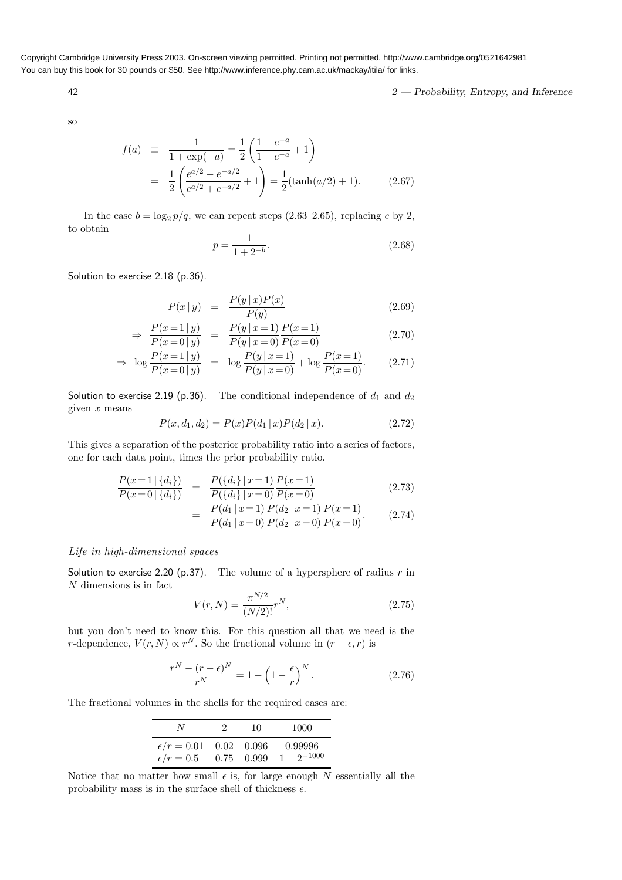so

$$
\begin{aligned}
f(a) &\equiv \frac{1}{1+\exp(-a)} = \frac{1}{2}\left(\frac{1-e^{-a}}{1+e^{-a}}+1\right) \\
&= \frac{1}{2}\left(\frac{e^{a/2}-e^{-a/2}}{e^{a/2}+e^{-a/2}}+1\right) = \frac{1}{2}(\tanh(a/2)+1). \qquad (2.67)
\end{aligned}
$$

In the case $b = \log_2 p/q$, we can repeat steps (2.63–2.65), replacing $e$ by 2, to obtain

$$
p = \frac{1}{1+2^{-b}}. \qquad (2.68)
$$

Solution to exercise 2.18 (p.36).

$$
\begin{aligned}
P(x\,|\,y) &= \frac{P(y\,|\,x)P(x)}{P(y)} \qquad (2.69) \\
\Rightarrow \frac{P(x=1\,|\,y)}{P(x=0\,|\,y)} &= \frac{P(y\,|\,x=1)}{P(y\,|\,x=0)}\frac{P(x=1)}{P(x=0)} \qquad (2.70) \\
\Rightarrow \log\frac{P(x=1\,|\,y)}{P(x=0\,|\,y)} &= \log\frac{P(y\,|\,x=1)}{P(y\,|\,x=0)} + \log\frac{P(x=1)}{P(x=0)}. \qquad (2.71)
\end{aligned}
$$

Solution to exercise 2.19 (p.36). The conditional independence of $d_1$ and $d_2$ given $x$ means

$$
P(x, d_1, d_2) = P(x)P(d_1\,|\,x)P(d_2\,|\,x). \qquad (2.72)
$$

This gives a separation of the posterior probability ratio into a series of factors, one for each data point, times the prior probability ratio.

$$
\begin{aligned}
\frac{P(x=1\,|\,\{d_i\})}{P(x=0\,|\,\{d_i\})} &= \frac{P(\{d_i\}\,|\,x=1)}{P(\{d_i\}\,|\,x=0)}\frac{P(x=1)}{P(x=0)} \qquad (2.73) \\
&= \frac{P(d_1\,|\,x=1)}{P(d_1\,|\,x=0)}\frac{P(d_2\,|\,x=1)}{P(d_2\,|\,x=0)}\frac{P(x=1)}{P(x=0)}. \qquad (2.74)
\end{aligned}
$$

*Life in high-dimensional spaces*

Solution to exercise 2.20 (p.37). The volume of a hypersphere of radius $r$ in $N$ dimensions is in fact

$$
V(r, N) = \frac{\pi^{N/2}}{(N/2)!}r^N, \qquad (2.75)
$$

but you don't need to know this. For this question all that we need is the $r$-dependence, $V(r, N) \propto r^N$. So the fractional volume in $(r-\epsilon, r)$ is

$$
\frac{r^N - (r-\epsilon)^N}{r^N} = 1 - \left(1 - \frac{\epsilon}{r}\right)^N. \qquad (2.76)
$$

The fractional volumes in the shells for the required cases are:

| $N$ | 2 | 10 | 1000 |
|---|---|---|---|
| $\epsilon/r = 0.01$ | 0.02 | 0.096 | 0.99996 |
| $\epsilon/r = 0.5$ | 0.75 | 0.999 | $1 - 2^{-1000}$ |

Notice that no matter how small $\epsilon$ is, for large enough $N$ essentially all the probability mass is in the surface shell of thickness $\epsilon$.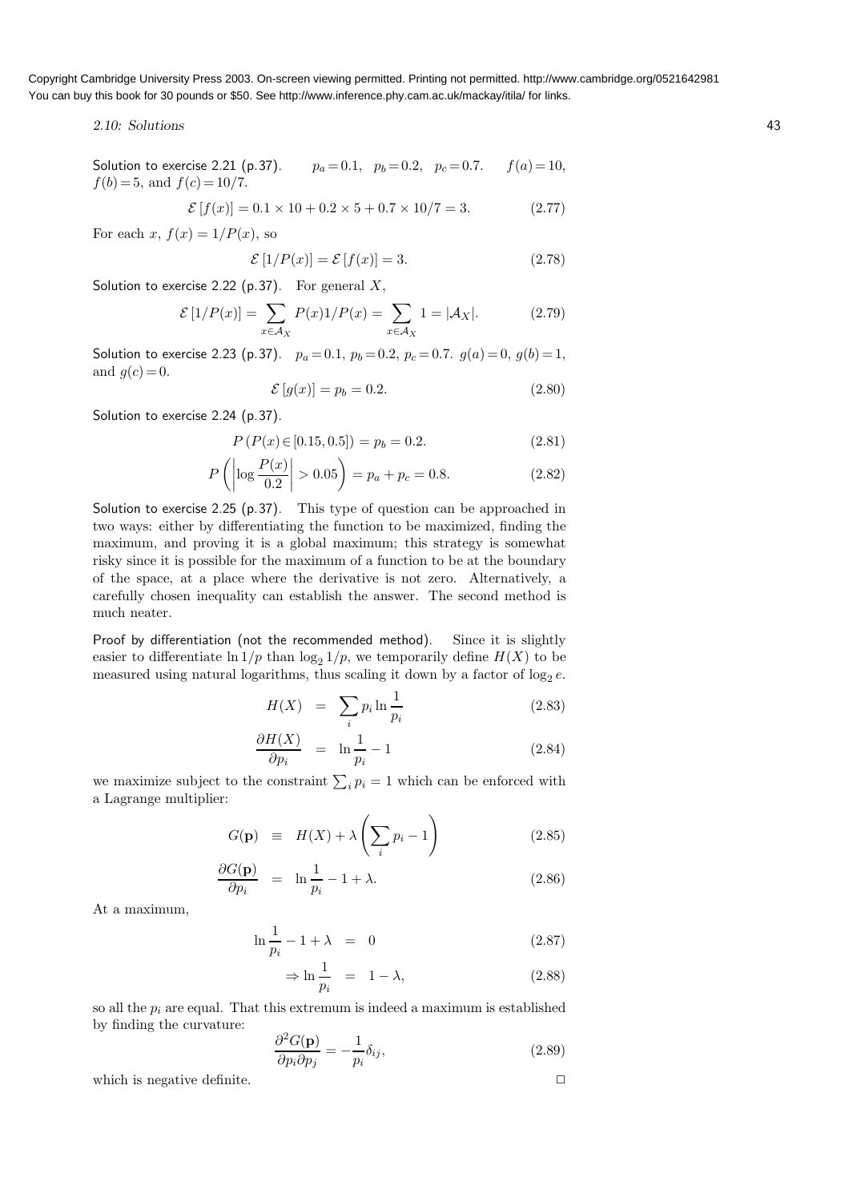**Solution to exercise 2.21 (p.37).** $p_a = 0.1$, $p_b = 0.2$, $p_c = 0.7$. $f(a) = 10$, $f(b) = 5$, and $f(c) = 10/7$.

$$\mathcal{E}\left[f(x)\right] = 0.1 \times 10 + 0.2 \times 5 + 0.7 \times 10/7 = 3. \tag{2.77}$$

For each $x$, $f(x) = 1/P(x)$, so

$$\mathcal{E}\left[1/P(x)\right] = \mathcal{E}\left[f(x)\right] = 3. \tag{2.78}$$

**Solution to exercise 2.22 (p.37).** For general $X$,

$$\mathcal{E}\left[1/P(x)\right] = \sum_{x \in \mathcal{A}_X} P(x) 1/P(x) = \sum_{x \in \mathcal{A}_X} 1 = |\mathcal{A}_X|. \tag{2.79}$$

**Solution to exercise 2.23 (p.37).** $p_a = 0.1$, $p_b = 0.2$, $p_c = 0.7$. $g(a) = 0$, $g(b) = 1$, and $g(c) = 0$.

$$\mathcal{E}\left[g(x)\right] = p_b = 0.2. \tag{2.80}$$

**Solution to exercise 2.24 (p.37).**

$$P\left(P(x) \in [0.15, 0.5]\right) = p_b = 0.2. \tag{2.81}$$

$$P\left(\left|\log \frac{P(x)}{0.2}\right| > 0.05\right) = p_a + p_c = 0.8. \tag{2.82}$$

**Solution to exercise 2.25 (p.37).** This type of question can be approached in two ways: either by differentiating the function to be maximized, finding the maximum, and proving it is a global maximum; this strategy is somewhat risky since it is possible for the maximum of a function to be at the boundary of the space, at a place where the derivative is not zero. Alternatively, a carefully chosen inequality can establish the answer. The second method is much neater.

**Proof by differentiation (not the recommended method).** Since it is slightly easier to differentiate $\ln 1/p$ than $\log_2 1/p$, we temporarily define $H(X)$ to be measured using natural logarithms, thus scaling it down by a factor of $\log_2 e$.

$$H(X) = \sum_i p_i \ln \frac{1}{p_i} \tag{2.83}$$

$$\frac{\partial H(X)}{\partial p_i} = \ln \frac{1}{p_i} - 1 \tag{2.84}$$

we maximize subject to the constraint $\sum_i p_i = 1$ which can be enforced with a Lagrange multiplier:

$$G(\mathbf{p}) \equiv H(X) + \lambda \left(\sum_i p_i - 1\right) \tag{2.85}$$

$$\frac{\partial G(\mathbf{p})}{\partial p_i} = \ln \frac{1}{p_i} - 1 + \lambda. \tag{2.86}$$

At a maximum,

$$\ln \frac{1}{p_i} - 1 + \lambda = 0 \tag{2.87}$$

$$\Rightarrow \ln \frac{1}{p_i} = 1 - \lambda, \tag{2.88}$$

so all the $p_i$ are equal. That this extremum is indeed a maximum is established by finding the curvature:

$$\frac{\partial^2 G(\mathbf{p})}{\partial p_i \partial p_j} = -\frac{1}{p_i} \delta_{ij}, \tag{2.89}$$

which is negative definite. $\square$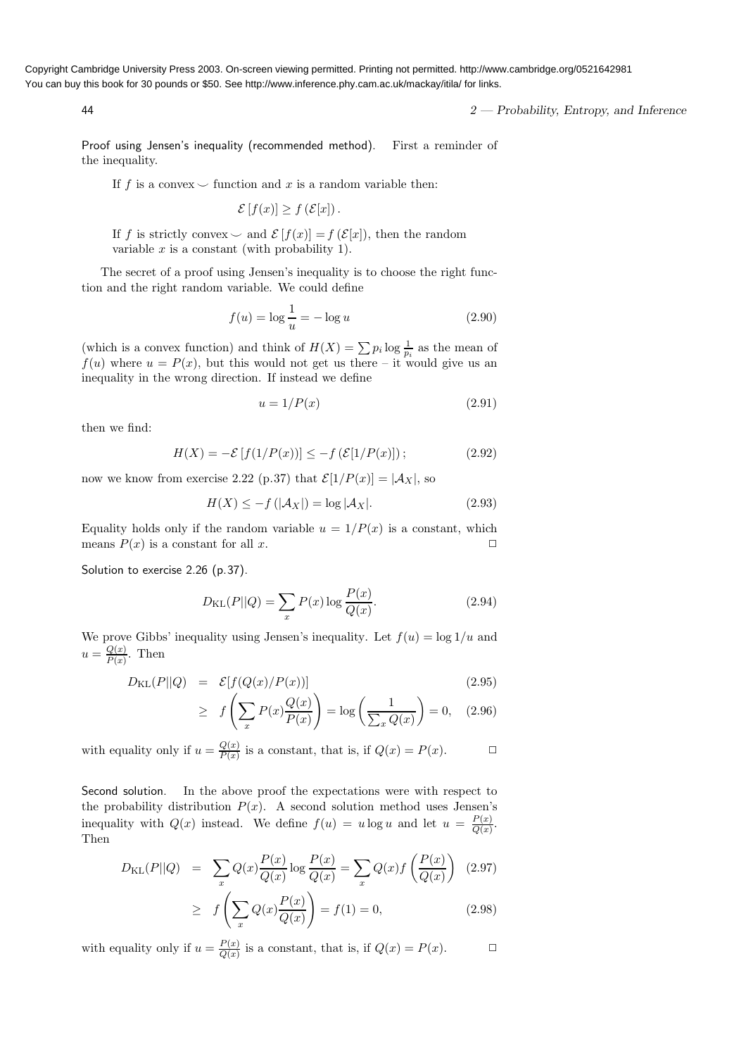Proof using Jensen's inequality (recommended method). First a reminder of the inequality.

> If $f$ is a convex $\smile$ function and $x$ is a random variable then:
>
> $$\mathcal{E}[f(x)] \geq f(\mathcal{E}[x]).$$
>
> If $f$ is strictly convex $\smile$ and $\mathcal{E}[f(x)] = f(\mathcal{E}[x])$, then the random variable $x$ is a constant (with probability 1).

The secret of a proof using Jensen's inequality is to choose the right function and the right random variable. We could define

$$f(u) = \log \frac{1}{u} = -\log u \tag{2.90}$$

(which is a convex function) and think of $H(X) = \sum p_i \log \frac{1}{p_i}$ as the mean of $f(u)$ where $u = P(x)$, but this would not get us there – it would give us an inequality in the wrong direction. If instead we define

$$u = 1/P(x) \tag{2.91}$$

then we find:

$$H(X) = -\mathcal{E}[f(1/P(x))] \leq -f(\mathcal{E}[1/P(x)]); \tag{2.92}$$

now we know from exercise 2.22 (p.37) that $\mathcal{E}[1/P(x)] = |\mathcal{A}_X|$, so

$$H(X) \leq -f(|\mathcal{A}_X|) = \log |\mathcal{A}_X|. \tag{2.93}$$

Equality holds only if the random variable $u = 1/P(x)$ is a constant, which means $P(x)$ is a constant for all $x$. □

Solution to exercise 2.26 (p.37).

$$D_{\rm KL}(P||Q) = \sum_x P(x) \log \frac{P(x)}{Q(x)}. \tag{2.94}$$

We prove Gibbs' inequality using Jensen's inequality. Let $f(u) = \log 1/u$ and $u = \frac{Q(x)}{P(x)}$. Then

$$D_{\rm KL}(P||Q) = \mathcal{E}[f(Q(x)/P(x))] \tag{2.95}$$

$$\geq f\left(\sum_x P(x) \frac{Q(x)}{P(x)}\right) = \log\left(\frac{1}{\sum_x Q(x)}\right) = 0, \tag{2.96}$$

with equality only if $u = \frac{Q(x)}{P(x)}$ is a constant, that is, if $Q(x) = P(x)$. □

Second solution. In the above proof the expectations were with respect to the probability distribution $P(x)$. A second solution method uses Jensen's inequality with $Q(x)$ instead. We define $f(u) = u \log u$ and let $u = \frac{P(x)}{Q(x)}$. Then

$$D_{\rm KL}(P||Q) = \sum_x Q(x) \frac{P(x)}{Q(x)} \log \frac{P(x)}{Q(x)} = \sum_x Q(x) f\left(\frac{P(x)}{Q(x)}\right) \tag{2.97}$$

$$\geq f\left(\sum_x Q(x) \frac{P(x)}{Q(x)}\right) = f(1) = 0, \tag{2.98}$$

with equality only if $u = \frac{P(x)}{Q(x)}$ is a constant, that is, if $Q(x) = P(x)$. □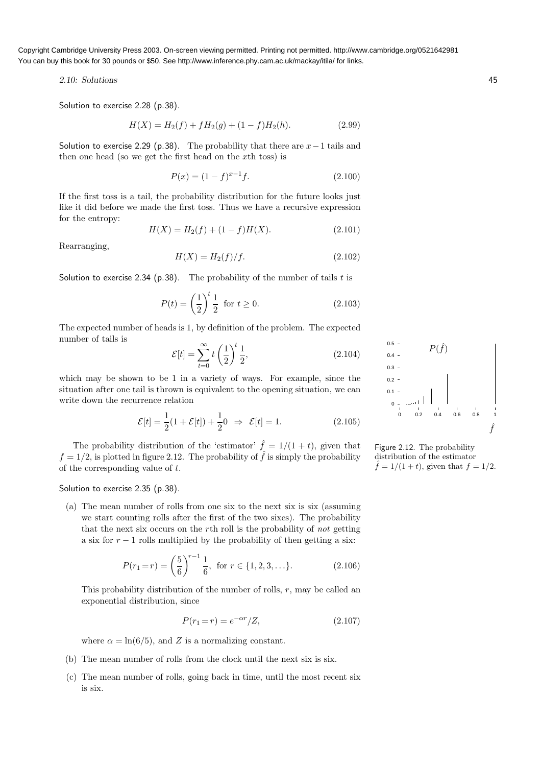Solution to exercise 2.28 (p.38).

$$H(X) = H_2(f) + f H_2(g) + (1-f) H_2(h). \tag{2.99}$$

Solution to exercise 2.29 (p.38). The probability that there are $x-1$ tails and then one head (so we get the first head on the $x$th toss) is

$$P(x) = (1-f)^{x-1} f. \tag{2.100}$$

If the first toss is a tail, the probability distribution for the future looks just like it did before we made the first toss. Thus we have a recursive expression for the entropy:

$$H(X) = H_2(f) + (1-f)H(X). \tag{2.101}$$

Rearranging,

$$H(X) = H_2(f)/f. \tag{2.102}$$

Solution to exercise 2.34 (p.38). The probability of the number of tails $t$ is

$$P(t) = \left(\frac{1}{2}\right)^t \frac{1}{2} \ \text{ for } t \geq 0. \tag{2.103}$$

The expected number of heads is 1, by definition of the problem. The expected number of tails is

$$\mathcal{E}[t] = \sum_{t=0}^{\infty} t \left(\frac{1}{2}\right)^t \frac{1}{2}, \tag{2.104}$$

which may be shown to be 1 in a variety of ways. For example, since the situation after one tail is thrown is equivalent to the opening situation, we can write down the recurrence relation

$$\mathcal{E}[t] = \frac{1}{2}(1 + \mathcal{E}[t]) + \frac{1}{2}0 \ \Rightarrow \ \mathcal{E}[t] = 1. \tag{2.105}$$

The probability distribution of the 'estimator' $\hat{f} = 1/(1+t)$, given that $f = 1/2$, is plotted in figure 2.12. The probability of $\hat{f}$ is simply the probability of the corresponding value of $t$.

Figure 2.12. The probability distribution of the estimator $\hat{f} = 1/(1+t)$, given that $f = 1/2$.

Solution to exercise 2.35 (p.38).

(a) The mean number of rolls from one six to the next six is six (assuming we start counting rolls after the first of the two sixes). The probability that the next six occurs on the $r$th roll is the probability of *not* getting a six for $r-1$ rolls multiplied by the probability of then getting a six:

$$P(r_1 = r) = \left(\frac{5}{6}\right)^{r-1} \frac{1}{6}, \ \text{ for } r \in \{1, 2, 3, \ldots\}. \tag{2.106}$$

This probability distribution of the number of rolls, $r$, may be called an exponential distribution, since

$$P(r_1 = r) = e^{-\alpha r}/Z, \tag{2.107}$$

where $\alpha = \ln(6/5)$, and $Z$ is a normalizing constant.

(b) The mean number of rolls from the clock until the next six is six.

(c) The mean number of rolls, going back in time, until the most recent six is six.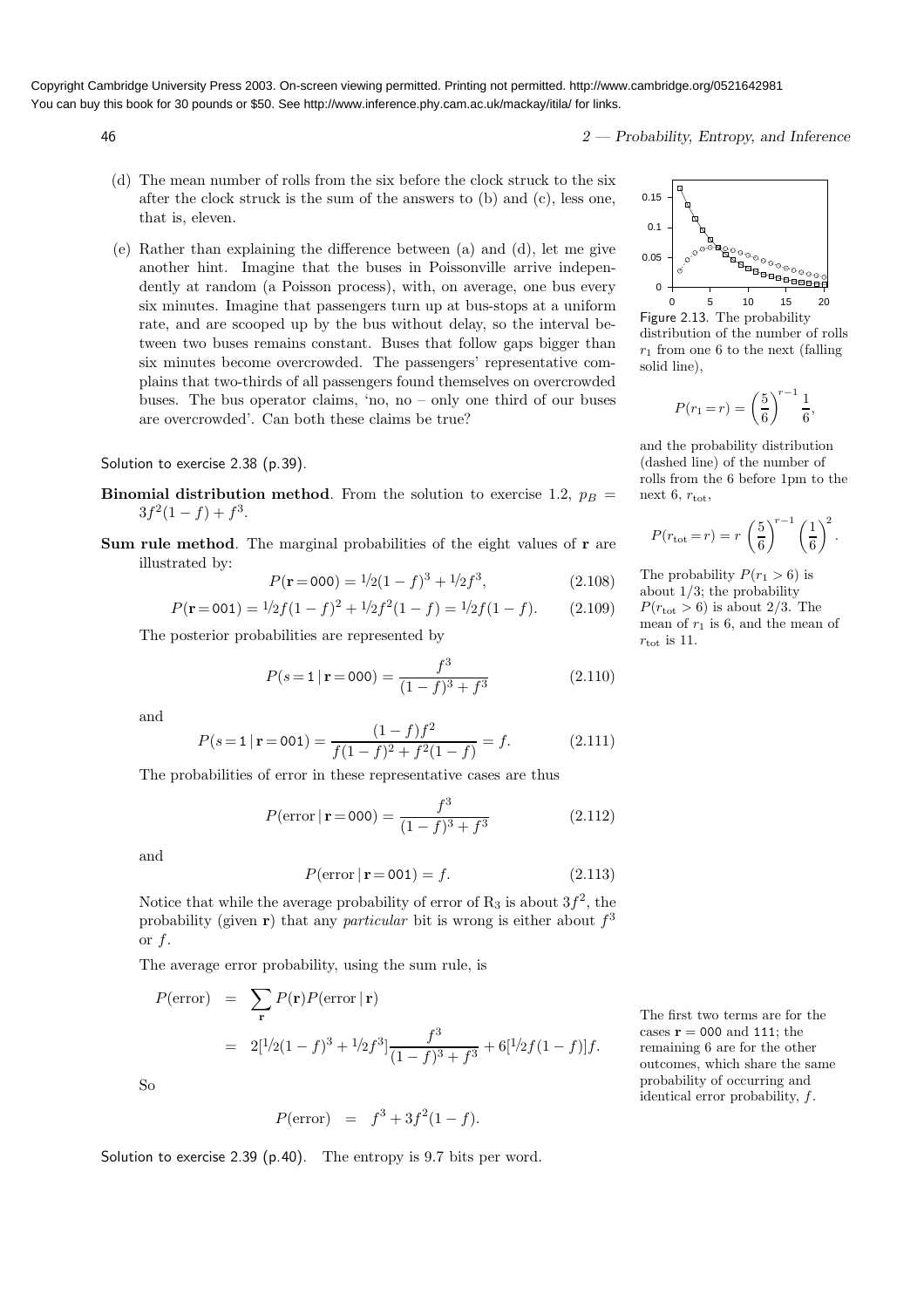(d) The mean number of rolls from the six before the clock struck to the six after the clock struck is the sum of the answers to (b) and (c), less one, that is, eleven.

(e) Rather than explaining the difference between (a) and (d), let me give another hint. Imagine that the buses in Poissonville arrive independently at random (a Poisson process), with, on average, one bus every six minutes. Imagine that passengers turn up at bus-stops at a uniform rate, and are scooped up by the bus without delay, so the interval between two buses remains constant. Buses that follow gaps bigger than six minutes become overcrowded. The passengers' representative complains that two-thirds of all passengers found themselves on overcrowded buses. The bus operator claims, 'no, no – only one third of our buses are overcrowded'. Can both these claims be true?

0.15
0.1
0.05
0
0 5 10 15 20

Figure 2.13. The probability distribution of the number of rolls $r_1$ from one 6 to the next (falling solid line),

$$P(r_1 = r) = \left(\frac{5}{6}\right)^{r-1}\frac{1}{6},$$

and the probability distribution (dashed line) of the number of rolls from the 6 before 1pm to the next 6, $r_{\rm tot}$,

$$P(r_{\rm tot} = r) = r\,\left(\frac{5}{6}\right)^{r-1}\left(\frac{1}{6}\right)^2.$$

The probability $P(r_1 > 6)$ is about $1/3$; the probability $P(r_{\rm tot} > 6)$ is about $2/3$. The mean of $r_1$ is 6, and the mean of $r_{\rm tot}$ is 11.

Solution to exercise 2.38 (p.39).

**Binomial distribution method**. From the solution to exercise 1.2, $p_B = 3f^2(1-f) + f^3$.

**Sum rule method**. The marginal probabilities of the eight values of $\mathbf{r}$ are illustrated by:

$$P(\mathbf{r} = 000) = {}^1\!/\!_2(1-f)^3 + {}^1\!/\!_2 f^3, \tag{2.108}$$

$$P(\mathbf{r} = 001) = {}^1\!/\!_2 f(1-f)^2 + {}^1\!/\!_2 f^2(1-f) = {}^1\!/\!_2 f(1-f). \tag{2.109}$$

The posterior probabilities are represented by

$$P(s = 1 \,|\, \mathbf{r} = 000) = \frac{f^3}{(1-f)^3 + f^3} \tag{2.110}$$

and

$$P(s = 1 \,|\, \mathbf{r} = 001) = \frac{(1-f)f^2}{f(1-f)^2 + f^2(1-f)} = f. \tag{2.111}$$

The probabilities of error in these representative cases are thus

$$P(\text{error} \,|\, \mathbf{r} = 000) = \frac{f^3}{(1-f)^3 + f^3} \tag{2.112}$$

and

$$P(\text{error} \,|\, \mathbf{r} = 001) = f. \tag{2.113}$$

Notice that while the average probability of error of $R_3$ is about $3f^2$, the probability (given $\mathbf{r}$) that any *particular* bit is wrong is either about $f^3$ or $f$.

The average error probability, using the sum rule, is

$$\begin{aligned} P(\text{error}) &= \sum_{\mathbf{r}} P(\mathbf{r})P(\text{error} \,|\, \mathbf{r}) \\ &= 2[{}^1\!/\!_2(1-f)^3 + {}^1\!/\!_2 f^3]\frac{f^3}{(1-f)^3 + f^3} + 6[{}^1\!/\!_2 f(1-f)]f. \end{aligned}$$

The first two terms are for the cases $\mathbf{r} = 000$ and 111; the remaining 6 are for the other outcomes, which share the same probability of occurring and identical error probability, $f$.

So

$$P(\text{error}) = f^3 + 3f^2(1-f).$$

Solution to exercise 2.39 (p.40). The entropy is 9.7 bits per word.